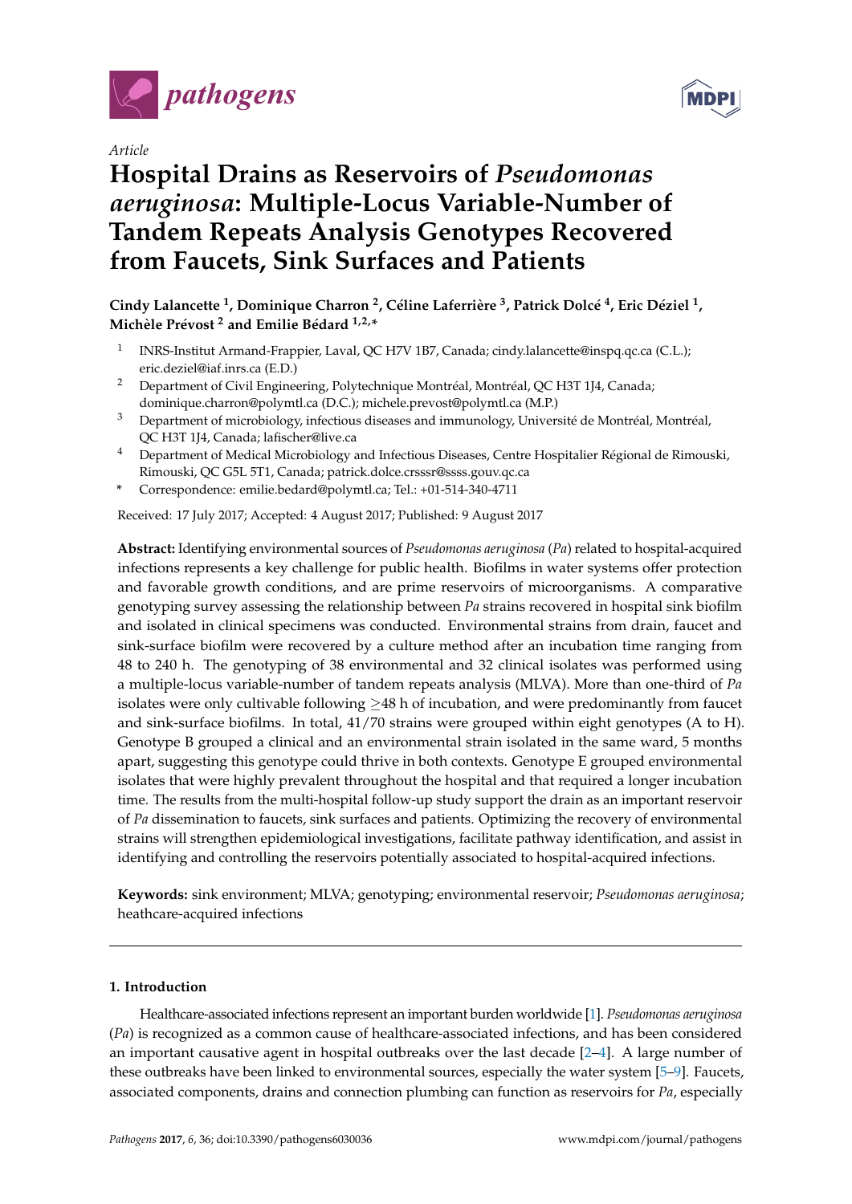Article

# Hospital Drains as Reservoirs of *Pseudomonas aeruginosa*: Multiple-Locus Variable-Number of Tandem Repeats Analysis Genotypes Recovered from Faucets, Sink Surfaces and Patients

**Cindy Lalancette [1], Dominique Charron [2], Céline Laferrière [3], Patrick Dolcé [4], Eric Déziel [1], Michèle Prévost [2] and Emilie Bédard [1,2,*]**

[1] INRS-Institut Armand-Frappier, Laval, QC H7V 1B7, Canada; cindy.lalancette@inspq.qc.ca (C.L.); eric.deziel@iaf.inrs.ca (E.D.)

[2] Department of Civil Engineering, Polytechnique Montréal, Montréal, QC H3T 1J4, Canada; dominique.charron@polymtl.ca (D.C.); michele.prevost@polymtl.ca (M.P.)

[3] Department of microbiology, infectious diseases and immunology, Université de Montréal, Montréal, QC H3T 1J4, Canada; lafischer@live.ca

[4] Department of Medical Microbiology and Infectious Diseases, Centre Hospitalier Régional de Rimouski, Rimouski, QC G5L 5T1, Canada; patrick.dolce.crsssr@ssss.gouv.qc.ca

\* Correspondence: emilie.bedard@polymtl.ca; Tel.: +01-514-340-4711

Received: 17 July 2017; Accepted: 4 August 2017; Published: 9 August 2017

**Abstract:** Identifying environmental sources of *Pseudomonas aeruginosa* (*Pa*) related to hospital-acquired infections represents a key challenge for public health. Biofilms in water systems offer protection and favorable growth conditions, and are prime reservoirs of microorganisms. A comparative genotyping survey assessing the relationship between *Pa* strains recovered in hospital sink biofilm and isolated in clinical specimens was conducted. Environmental strains from drain, faucet and sink-surface biofilm were recovered by a culture method after an incubation time ranging from 48 to 240 h. The genotyping of 38 environmental and 32 clinical isolates was performed using a multiple-locus variable-number of tandem repeats analysis (MLVA). More than one-third of *Pa* isolates were only cultivable following $\geq$48 h of incubation, and were predominantly from faucet and sink-surface biofilms. In total, 41/70 strains were grouped within eight genotypes (A to H). Genotype B grouped a clinical and an environmental strain isolated in the same ward, 5 months apart, suggesting this genotype could thrive in both contexts. Genotype E grouped environmental isolates that were highly prevalent throughout the hospital and that required a longer incubation time. The results from the multi-hospital follow-up study support the drain as an important reservoir of *Pa* dissemination to faucets, sink surfaces and patients. Optimizing the recovery of environmental strains will strengthen epidemiological investigations, facilitate pathway identification, and assist in identifying and controlling the reservoirs potentially associated to hospital-acquired infections.

**Keywords:** sink environment; MLVA; genotyping; environmental reservoir; *Pseudomonas aeruginosa*; heathcare-acquired infections

## 1. Introduction

Healthcare-associated infections represent an important burden worldwide [1]. *Pseudomonas aeruginosa* (*Pa*) is recognized as a common cause of healthcare-associated infections, and has been considered an important causative agent in hospital outbreaks over the last decade [2–4]. A large number of these outbreaks have been linked to environmental sources, especially the water system [5–9]. Faucets, associated components, drains and connection plumbing can function as reservoirs for *Pa*, especially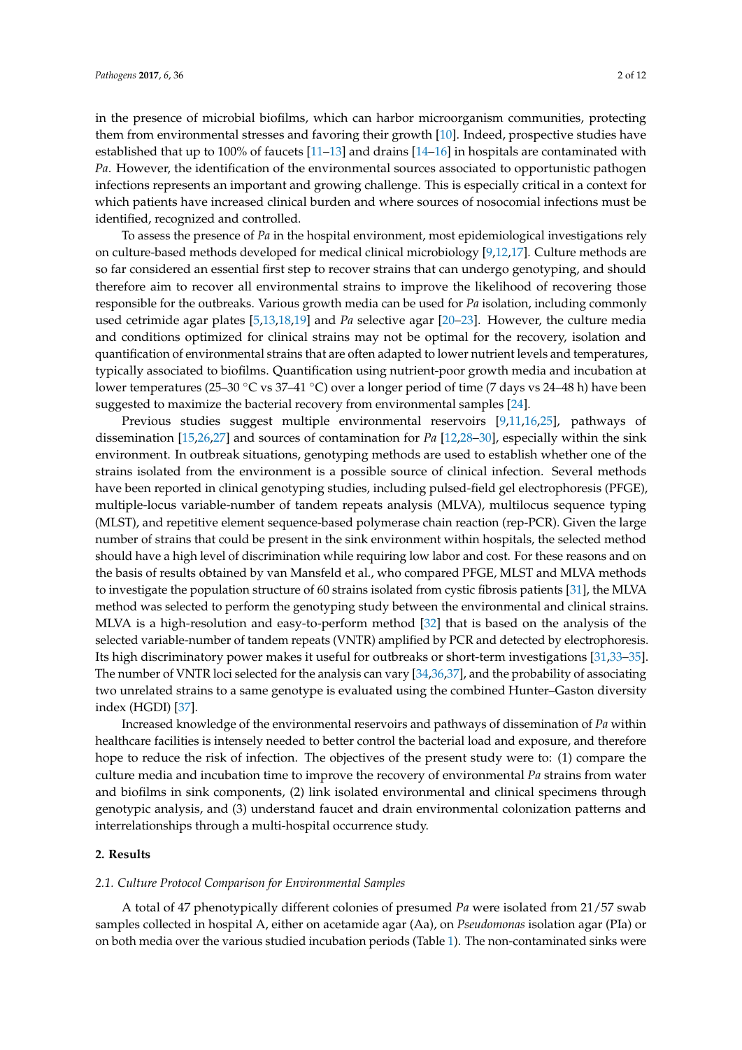in the presence of microbial biofilms, which can harbor microorganism communities, protecting them from environmental stresses and favoring their growth [10]. Indeed, prospective studies have established that up to 100% of faucets [11–13] and drains [14–16] in hospitals are contaminated with *Pa*. However, the identification of the environmental sources associated to opportunistic pathogen infections represents an important and growing challenge. This is especially critical in a context for which patients have increased clinical burden and where sources of nosocomial infections must be identified, recognized and controlled.

To assess the presence of *Pa* in the hospital environment, most epidemiological investigations rely on culture-based methods developed for medical clinical microbiology [9,12,17]. Culture methods are so far considered an essential first step to recover strains that can undergo genotyping, and should therefore aim to recover all environmental strains to improve the likelihood of recovering those responsible for the outbreaks. Various growth media can be used for *Pa* isolation, including commonly used cetrimide agar plates [5,13,18,19] and *Pa* selective agar [20–23]. However, the culture media and conditions optimized for clinical strains may not be optimal for the recovery, isolation and quantification of environmental strains that are often adapted to lower nutrient levels and temperatures, typically associated to biofilms. Quantification using nutrient-poor growth media and incubation at lower temperatures (25–30 °C vs 37–41 °C) over a longer period of time (7 days vs 24–48 h) have been suggested to maximize the bacterial recovery from environmental samples [24].

Previous studies suggest multiple environmental reservoirs [9,11,16,25], pathways of dissemination [15,26,27] and sources of contamination for *Pa* [12,28–30], especially within the sink environment. In outbreak situations, genotyping methods are used to establish whether one of the strains isolated from the environment is a possible source of clinical infection. Several methods have been reported in clinical genotyping studies, including pulsed-field gel electrophoresis (PFGE), multiple-locus variable-number of tandem repeats analysis (MLVA), multilocus sequence typing (MLST), and repetitive element sequence-based polymerase chain reaction (rep-PCR). Given the large number of strains that could be present in the sink environment within hospitals, the selected method should have a high level of discrimination while requiring low labor and cost. For these reasons and on the basis of results obtained by van Mansfeld et al., who compared PFGE, MLST and MLVA methods to investigate the population structure of 60 strains isolated from cystic fibrosis patients [31], the MLVA method was selected to perform the genotyping study between the environmental and clinical strains. MLVA is a high-resolution and easy-to-perform method [32] that is based on the analysis of the selected variable-number of tandem repeats (VNTR) amplified by PCR and detected by electrophoresis. Its high discriminatory power makes it useful for outbreaks or short-term investigations [31,33–35]. The number of VNTR loci selected for the analysis can vary [34,36,37], and the probability of associating two unrelated strains to a same genotype is evaluated using the combined Hunter–Gaston diversity index (HGDI) [37].

Increased knowledge of the environmental reservoirs and pathways of dissemination of *Pa* within healthcare facilities is intensely needed to better control the bacterial load and exposure, and therefore hope to reduce the risk of infection. The objectives of the present study were to: (1) compare the culture media and incubation time to improve the recovery of environmental *Pa* strains from water and biofilms in sink components, (2) link isolated environmental and clinical specimens through genotypic analysis, and (3) understand faucet and drain environmental colonization patterns and interrelationships through a multi-hospital occurrence study.

## 2. Results

### 2.1. Culture Protocol Comparison for Environmental Samples

A total of 47 phenotypically different colonies of presumed *Pa* were isolated from 21/57 swab samples collected in hospital A, either on acetamide agar (Aa), on *Pseudomonas* isolation agar (PIa) or on both media over the various studied incubation periods (Table 1). The non-contaminated sinks were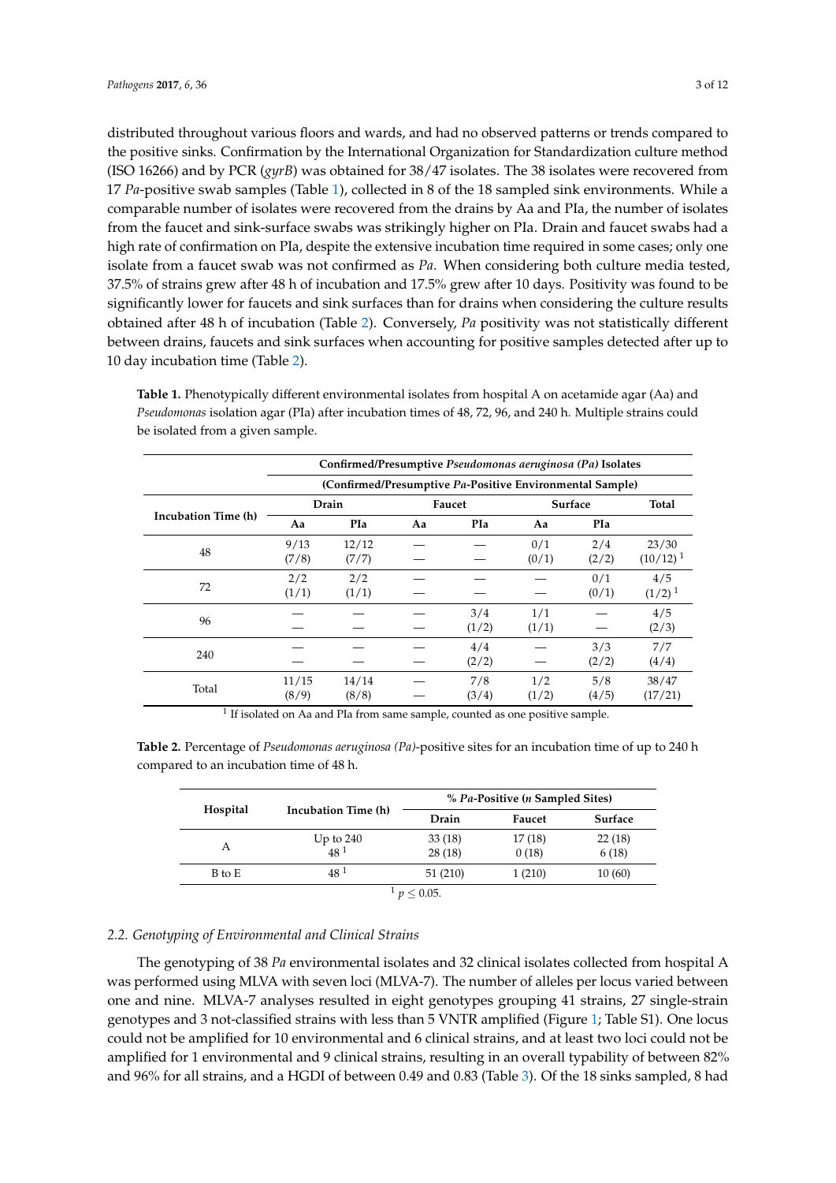distributed throughout various floors and wards, and had no observed patterns or trends compared to the positive sinks. Confirmation by the International Organization for Standardization culture method (ISO 16266) and by PCR (*gyrB*) was obtained for 38/47 isolates. The 38 isolates were recovered from 17 *Pa*-positive swab samples (Table 1), collected in 8 of the 18 sampled sink environments. While a comparable number of isolates were recovered from the drains by Aa and PIa, the number of isolates from the faucet and sink-surface swabs was strikingly higher on PIa. Drain and faucet swabs had a high rate of confirmation on PIa, despite the extensive incubation time required in some cases; only one isolate from a faucet swab was not confirmed as *Pa*. When considering both culture media tested, 37.5% of strains grew after 48 h of incubation and 17.5% grew after 10 days. Positivity was found to be significantly lower for faucets and sink surfaces than for drains when considering the culture results obtained after 48 h of incubation (Table 2). Conversely, *Pa* positivity was not statistically different between drains, faucets and sink surfaces when accounting for positive samples detected after up to 10 day incubation time (Table 2).

**Table 1.** Phenotypically different environmental isolates from hospital A on acetamide agar (Aa) and *Pseudomonas* isolation agar (PIa) after incubation times of 48, 72, 96, and 240 h. Multiple strains could be isolated from a given sample.

| Incubation Time (h) | Confirmed/Presumptive *Pseudomonas aeruginosa (Pa)* Isolates (Confirmed/Presumptive *Pa*-Positive Environmental Sample) | | | | | | |
|---|---|---|---|---|---|---|---|
| | Drain | | Faucet | | Surface | | Total |
| | Aa | PIa | Aa | PIa | Aa | PIa | |
| 48 | 9/13 (7/8) | 12/12 (7/7) | — | — | 0/1 (0/1) | 2/4 (2/2) | 23/30 (10/12) [1] |
| 72 | 2/2 (1/1) | 2/2 (1/1) | — | — | — | 0/1 (0/1) | 4/5 (1/2) [1] |
| 96 | — | — | — | 3/4 (1/2) | 1/1 (1/1) | — | 4/5 (2/3) |
| 240 | — | — | — | 4/4 (2/2) | — | 3/3 (2/2) | 7/7 (4/4) |
| Total | 11/15 (8/9) | 14/14 (8/8) | — | 7/8 (3/4) | 1/2 (1/2) | 5/8 (4/5) | 38/47 (17/21) |

[1] If isolated on Aa and PIa from same sample, counted as one positive sample.

**Table 2.** Percentage of *Pseudomonas aeruginosa (Pa)*-positive sites for an incubation time of up to 240 h compared to an incubation time of 48 h.

| Hospital | Incubation Time (h) | % *Pa*-Positive (*n* Sampled Sites) | | |
|---|---|---|---|---|
| | | Drain | Faucet | Surface |
| A | Up to 240 | 33 (18) | 17 (18) | 22 (18) |
| | 48 [1] | 28 (18) | 0 (18) | 6 (18) |
| B to E | 48 [1] | 51 (210) | 1 (210) | 10 (60) |

[1] $p \leq 0.05$.

### 2.2. Genotyping of Environmental and Clinical Strains

The genotyping of 38 *Pa* environmental isolates and 32 clinical isolates collected from hospital A was performed using MLVA with seven loci (MLVA-7). The number of alleles per locus varied between one and nine. MLVA-7 analyses resulted in eight genotypes grouping 41 strains, 27 single-strain genotypes and 3 not-classified strains with less than 5 VNTR amplified (Figure 1; Table S1). One locus could not be amplified for 10 environmental and 6 clinical strains, and at least two loci could not be amplified for 1 environmental and 9 clinical strains, resulting in an overall typability of between 82% and 96% for all strains, and a HGDI of between 0.49 and 0.83 (Table 3). Of the 18 sinks sampled, 8 had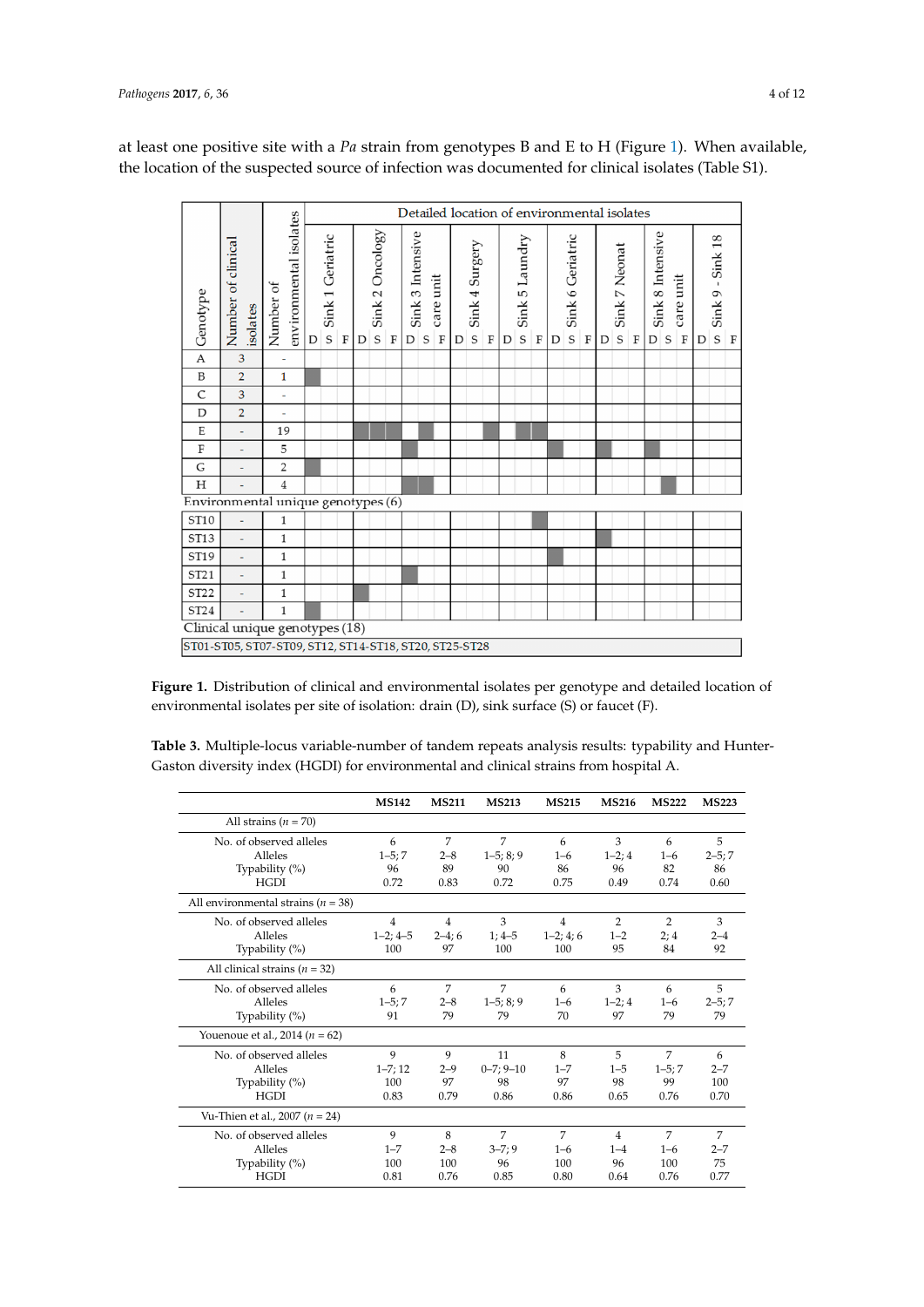at least one positive site with a *Pa* strain from genotypes B and E to H (Figure 1). When available, the location of the suspected source of infection was documented for clinical isolates (Table S1).

| Genotype | Number of clinical isolates | Number of environmental isolates | Detailed location of environmental isolates | | | | | | | | | | | | | | | | | | | | | | | | | | |
|---|---|---|---|---|---|---|---|---|---|---|---|---|---|---|---|---|---|---|---|---|---|---|---|---|---|---|---|---|---|
| | | | Sink 1 Geriatric | | | Sink 2 Oncology | | | Sink 3 Intensive care unit | | | Sink 4 Surgery | | | Sink 5 Laundry | | | Sink 6 Geriatric | | | Sink 7 Neonat | | | Sink 8 Intensive care unit | | | Sink 9 - Sink 18 | | |
| | | | D | S | F | D | S | F | D | S | F | D | S | F | D | S | F | D | S | F | D | S | F | D | S | F | D | S | F |
| A | 3 | - | | | | | | | | | | | | | | | | | | | | | | | | | | | |
| B | 2 | 1 | ■ | | | | | | | | | | | | | | | | | | | | | | | | | | |
| C | 3 | - | | | | | | | | | | | | | | | | | | | | | | | | | | | |
| D | 2 | - | | | | | | | | | | | | | | | | | | | | | | | | | | | |
| E | - | 19 | | | | ■ | ■ | ■ | | ■ | | | | ■ | | ■ | ■ | | | | | | | | | | | | |
| F | - | 5 | | | | | | | ■ | | | | | | | | | ■ | | | ■ | | | ■ | | | | | |
| G | - | 2 | ■ | | | | | | | | | | | | | | | | | | | | | | | | | | |
| H | - | 4 | | | | | | | ■ | ■ | | | | | | | | | | | | | | | ■ | | | | |
| Environmental unique genotypes (6) | | | | | | | | | | | | | | | | | | | | | | | | | | | | | |
| ST10 | - | 1 | | | | | | | | | | | | | | | ■ | | | | | | | | | | | | |
| ST13 | - | 1 | | | | | | | | | | | | | | | | | | | ■ | | | | | | | | |
| ST19 | - | 1 | | | | | | | | | | | | | | | | ■ | | | | | | | | | | | |
| ST21 | - | 1 | | | | | | | ■ | | | | | | | | | | | | | | | | | | | | |
| ST22 | - | 1 | | | | ■ | | | | | | | | | | | | | | | | | | | | | | | |
| ST24 | - | 1 | ■ | | | | | | | | | | | | | | | | | | | | | | | | | | |
| Clinical unique genotypes (18) | | | | | | | | | | | | | | | | | | | | | | | | | | | | | |
| ST01-ST05, ST07-ST09, ST12, ST14-ST18, ST20, ST25-ST28 | | | | | | | | | | | | | | | | | | | | | | | | | | | | | |

**Figure 1.** Distribution of clinical and environmental isolates per genotype and detailed location of environmental isolates per site of isolation: drain (D), sink surface (S) or faucet (F).

**Table 3.** Multiple-locus variable-number of tandem repeats analysis results: typability and Hunter-Gaston diversity index (HGDI) for environmental and clinical strains from hospital A.

| | MS142 | MS211 | MS213 | MS215 | MS216 | MS222 | MS223 |
|---|---|---|---|---|---|---|---|
| All strains ($n$ = 70) | | | | | | | |
| No. of observed alleles | 6 | 7 | 7 | 6 | 3 | 6 | 5 |
| Alleles | 1–5; 7 | 2–8 | 1–5; 8; 9 | 1–6 | 1–2; 4 | 1–6 | 2–5; 7 |
| Typability (%) | 96 | 89 | 90 | 86 | 96 | 82 | 86 |
| HGDI | 0.72 | 0.83 | 0.72 | 0.75 | 0.49 | 0.74 | 0.60 |
| All environmental strains ($n$ = 38) | | | | | | | |
| No. of observed alleles | 4 | 4 | 3 | 4 | 2 | 2 | 3 |
| Alleles | 1–2; 4–5 | 2–4; 6 | 1; 4–5 | 1–2; 4; 6 | 1–2 | 2; 4 | 2–4 |
| Typability (%) | 100 | 97 | 100 | 100 | 95 | 84 | 92 |
| All clinical strains ($n$ = 32) | | | | | | | |
| No. of observed alleles | 6 | 7 | 7 | 6 | 3 | 6 | 5 |
| Alleles | 1–5; 7 | 2–8 | 1–5; 8; 9 | 1–6 | 1–2; 4 | 1–6 | 2–5; 7 |
| Typability (%) | 91 | 79 | 79 | 70 | 97 | 79 | 79 |
| Youenoue et al., 2014 ($n$ = 62) | | | | | | | |
| No. of observed alleles | 9 | 9 | 11 | 8 | 5 | 7 | 6 |
| Alleles | 1–7; 12 | 2–9 | 0–7; 9–10 | 1–7 | 1–5 | 1–5; 7 | 2–7 |
| Typability (%) | 100 | 97 | 98 | 97 | 98 | 99 | 100 |
| HGDI | 0.83 | 0.79 | 0.86 | 0.86 | 0.65 | 0.76 | 0.70 |
| Vu-Thien et al., 2007 ($n$ = 24) | | | | | | | |
| No. of observed alleles | 9 | 8 | 7 | 7 | 4 | 7 | 7 |
| Alleles | 1–7 | 2–8 | 3–7; 9 | 1–6 | 1–4 | 1–6 | 2–7 |
| Typability (%) | 100 | 100 | 96 | 100 | 96 | 100 | 75 |
| HGDI | 0.81 | 0.76 | 0.85 | 0.80 | 0.64 | 0.76 | 0.77 |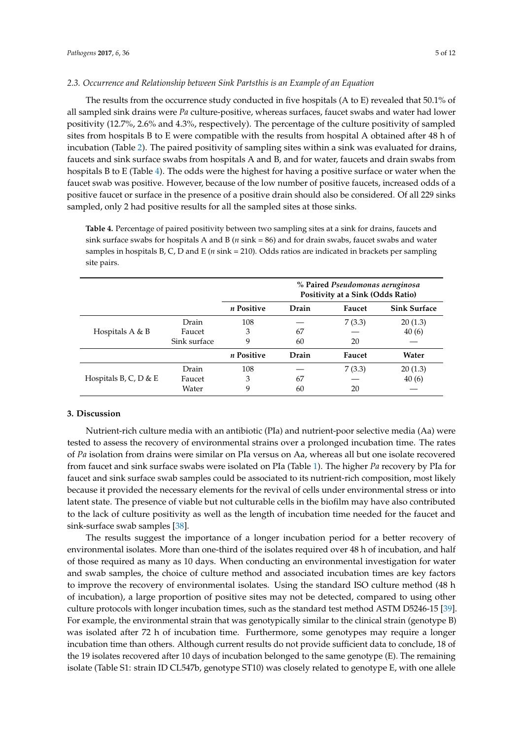### 2.3. Occurrence and Relationship between Sink Partsthis is an Example of an Equation

The results from the occurrence study conducted in five hospitals (A to E) revealed that 50.1% of all sampled sink drains were *Pa* culture-positive, whereas surfaces, faucet swabs and water had lower positivity (12.7%, 2.6% and 4.3%, respectively). The percentage of the culture positivity of sampled sites from hospitals B to E were compatible with the results from hospital A obtained after 48 h of incubation (Table 2). The paired positivity of sampling sites within a sink was evaluated for drains, faucets and sink surface swabs from hospitals A and B, and for water, faucets and drain swabs from hospitals B to E (Table 4). The odds were the highest for having a positive surface or water when the faucet swab was positive. However, because of the low number of positive faucets, increased odds of a positive faucet or surface in the presence of a positive drain should also be considered. Of all 229 sinks sampled, only 2 had positive results for all the sampled sites at those sinks.

**Table 4.** Percentage of paired positivity between two sampling sites at a sink for drains, faucets and sink surface swabs for hospitals A and B (*n* sink = 86) and for drain swabs, faucet swabs and water samples in hospitals B, C, D and E (*n* sink = 210). Odds ratios are indicated in brackets per sampling site pairs.

| | | | **% Paired *Pseudomonas aeruginosa* Positivity at a Sink (Odds Ratio)** | | |
|---|---|---|---|---|---|
| | | ***n* Positive** | **Drain** | **Faucet** | **Sink Surface** |
| Hospitals A & B | Drain | 108 | — | 7 (3.3) | 20 (1.3) |
| | Faucet | 3 | 67 | — | 40 (6) |
| | Sink surface | 9 | 60 | 20 | — |
| | | ***n* Positive** | **Drain** | **Faucet** | **Water** |
| Hospitals B, C, D & E | Drain | 108 | — | 7 (3.3) | 20 (1.3) |
| | Faucet | 3 | 67 | — | 40 (6) |
| | Water | 9 | 60 | 20 | — |

## 3. Discussion

Nutrient-rich culture media with an antibiotic (PIa) and nutrient-poor selective media (Aa) were tested to assess the recovery of environmental strains over a prolonged incubation time. The rates of *Pa* isolation from drains were similar on PIa versus on Aa, whereas all but one isolate recovered from faucet and sink surface swabs were isolated on PIa (Table 1). The higher *Pa* recovery by PIa for faucet and sink surface swab samples could be associated to its nutrient-rich composition, most likely because it provided the necessary elements for the revival of cells under environmental stress or into latent state. The presence of viable but not culturable cells in the biofilm may have also contributed to the lack of culture positivity as well as the length of incubation time needed for the faucet and sink-surface swab samples [38].

The results suggest the importance of a longer incubation period for a better recovery of environmental isolates. More than one-third of the isolates required over 48 h of incubation, and half of those required as many as 10 days. When conducting an environmental investigation for water and swab samples, the choice of culture method and associated incubation times are key factors to improve the recovery of environmental isolates. Using the standard ISO culture method (48 h of incubation), a large proportion of positive sites may not be detected, compared to using other culture protocols with longer incubation times, such as the standard test method ASTM D5246-15 [39]. For example, the environmental strain that was genotypically similar to the clinical strain (genotype B) was isolated after 72 h of incubation time. Furthermore, some genotypes may require a longer incubation time than others. Although current results do not provide sufficient data to conclude, 18 of the 19 isolates recovered after 10 days of incubation belonged to the same genotype (E). The remaining isolate (Table S1: strain ID CL547b, genotype ST10) was closely related to genotype E, with one allele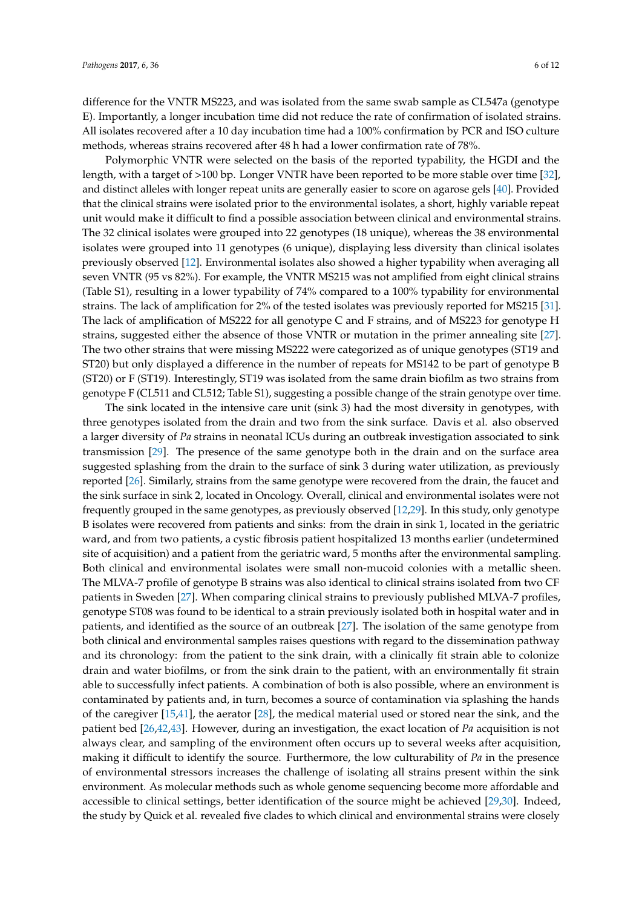difference for the VNTR MS223, and was isolated from the same swab sample as CL547a (genotype E). Importantly, a longer incubation time did not reduce the rate of confirmation of isolated strains. All isolates recovered after a 10 day incubation time had a 100% confirmation by PCR and ISO culture methods, whereas strains recovered after 48 h had a lower confirmation rate of 78%.

Polymorphic VNTR were selected on the basis of the reported typability, the HGDI and the length, with a target of >100 bp. Longer VNTR have been reported to be more stable over time [32], and distinct alleles with longer repeat units are generally easier to score on agarose gels [40]. Provided that the clinical strains were isolated prior to the environmental isolates, a short, highly variable repeat unit would make it difficult to find a possible association between clinical and environmental strains. The 32 clinical isolates were grouped into 22 genotypes (18 unique), whereas the 38 environmental isolates were grouped into 11 genotypes (6 unique), displaying less diversity than clinical isolates previously observed [12]. Environmental isolates also showed a higher typability when averaging all seven VNTR (95 vs 82%). For example, the VNTR MS215 was not amplified from eight clinical strains (Table S1), resulting in a lower typability of 74% compared to a 100% typability for environmental strains. The lack of amplification for 2% of the tested isolates was previously reported for MS215 [31]. The lack of amplification of MS222 for all genotype C and F strains, and of MS223 for genotype H strains, suggested either the absence of those VNTR or mutation in the primer annealing site [27]. The two other strains that were missing MS222 were categorized as of unique genotypes (ST19 and ST20) but only displayed a difference in the number of repeats for MS142 to be part of genotype B (ST20) or F (ST19). Interestingly, ST19 was isolated from the same drain biofilm as two strains from genotype F (CL511 and CL512; Table S1), suggesting a possible change of the strain genotype over time.

The sink located in the intensive care unit (sink 3) had the most diversity in genotypes, with three genotypes isolated from the drain and two from the sink surface. Davis et al. also observed a larger diversity of *Pa* strains in neonatal ICUs during an outbreak investigation associated to sink transmission [29]. The presence of the same genotype both in the drain and on the surface area suggested splashing from the drain to the surface of sink 3 during water utilization, as previously reported [26]. Similarly, strains from the same genotype were recovered from the drain, the faucet and the sink surface in sink 2, located in Oncology. Overall, clinical and environmental isolates were not frequently grouped in the same genotypes, as previously observed [12,29]. In this study, only genotype B isolates were recovered from patients and sinks: from the drain in sink 1, located in the geriatric ward, and from two patients, a cystic fibrosis patient hospitalized 13 months earlier (undetermined site of acquisition) and a patient from the geriatric ward, 5 months after the environmental sampling. Both clinical and environmental isolates were small non-mucoid colonies with a metallic sheen. The MLVA-7 profile of genotype B strains was also identical to clinical strains isolated from two CF patients in Sweden [27]. When comparing clinical strains to previously published MLVA-7 profiles, genotype ST08 was found to be identical to a strain previously isolated both in hospital water and in patients, and identified as the source of an outbreak [27]. The isolation of the same genotype from both clinical and environmental samples raises questions with regard to the dissemination pathway and its chronology: from the patient to the sink drain, with a clinically fit strain able to colonize drain and water biofilms, or from the sink drain to the patient, with an environmentally fit strain able to successfully infect patients. A combination of both is also possible, where an environment is contaminated by patients and, in turn, becomes a source of contamination via splashing the hands of the caregiver [15,41], the aerator [28], the medical material used or stored near the sink, and the patient bed [26,42,43]. However, during an investigation, the exact location of *Pa* acquisition is not always clear, and sampling of the environment often occurs up to several weeks after acquisition, making it difficult to identify the source. Furthermore, the low culturability of *Pa* in the presence of environmental stressors increases the challenge of isolating all strains present within the sink environment. As molecular methods such as whole genome sequencing become more affordable and accessible to clinical settings, better identification of the source might be achieved [29,30]. Indeed, the study by Quick et al. revealed five clades to which clinical and environmental strains were closely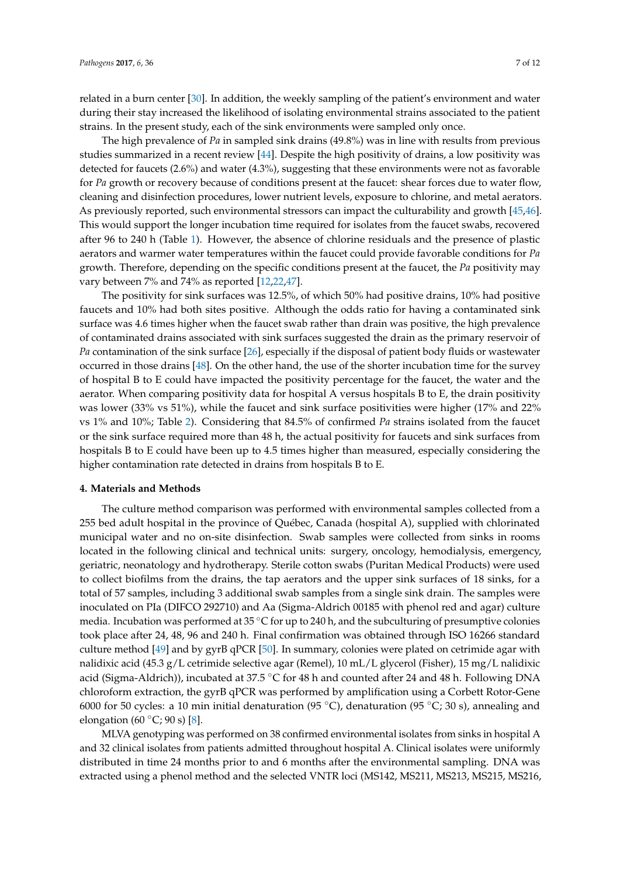related in a burn center [30]. In addition, the weekly sampling of the patient's environment and water during their stay increased the likelihood of isolating environmental strains associated to the patient strains. In the present study, each of the sink environments were sampled only once.

The high prevalence of *Pa* in sampled sink drains (49.8%) was in line with results from previous studies summarized in a recent review [44]. Despite the high positivity of drains, a low positivity was detected for faucets (2.6%) and water (4.3%), suggesting that these environments were not as favorable for *Pa* growth or recovery because of conditions present at the faucet: shear forces due to water flow, cleaning and disinfection procedures, lower nutrient levels, exposure to chlorine, and metal aerators. As previously reported, such environmental stressors can impact the culturability and growth [45,46]. This would support the longer incubation time required for isolates from the faucet swabs, recovered after 96 to 240 h (Table 1). However, the absence of chlorine residuals and the presence of plastic aerators and warmer water temperatures within the faucet could provide favorable conditions for *Pa* growth. Therefore, depending on the specific conditions present at the faucet, the *Pa* positivity may vary between 7% and 74% as reported [12,22,47].

The positivity for sink surfaces was 12.5%, of which 50% had positive drains, 10% had positive faucets and 10% had both sites positive. Although the odds ratio for having a contaminated sink surface was 4.6 times higher when the faucet swab rather than drain was positive, the high prevalence of contaminated drains associated with sink surfaces suggested the drain as the primary reservoir of *Pa* contamination of the sink surface [26], especially if the disposal of patient body fluids or wastewater occurred in those drains [48]. On the other hand, the use of the shorter incubation time for the survey of hospital B to E could have impacted the positivity percentage for the faucet, the water and the aerator. When comparing positivity data for hospital A versus hospitals B to E, the drain positivity was lower (33% vs 51%), while the faucet and sink surface positivities were higher (17% and 22% vs 1% and 10%; Table 2). Considering that 84.5% of confirmed *Pa* strains isolated from the faucet or the sink surface required more than 48 h, the actual positivity for faucets and sink surfaces from hospitals B to E could have been up to 4.5 times higher than measured, especially considering the higher contamination rate detected in drains from hospitals B to E.

#### 4. Materials and Methods

The culture method comparison was performed with environmental samples collected from a 255 bed adult hospital in the province of Québec, Canada (hospital A), supplied with chlorinated municipal water and no on-site disinfection. Swab samples were collected from sinks in rooms located in the following clinical and technical units: surgery, oncology, hemodialysis, emergency, geriatric, neonatology and hydrotherapy. Sterile cotton swabs (Puritan Medical Products) were used to collect biofilms from the drains, the tap aerators and the upper sink surfaces of 18 sinks, for a total of 57 samples, including 3 additional swab samples from a single sink drain. The samples were inoculated on PIa (DIFCO 292710) and Aa (Sigma-Aldrich 00185 with phenol red and agar) culture media. Incubation was performed at 35 °C for up to 240 h, and the subculturing of presumptive colonies took place after 24, 48, 96 and 240 h. Final confirmation was obtained through ISO 16266 standard culture method [49] and by gyrB qPCR [50]. In summary, colonies were plated on cetrimide agar with nalidixic acid (45.3 g/L cetrimide selective agar (Remel), 10 mL/L glycerol (Fisher), 15 mg/L nalidixic acid (Sigma-Aldrich)), incubated at 37.5 °C for 48 h and counted after 24 and 48 h. Following DNA chloroform extraction, the gyrB qPCR was performed by amplification using a Corbett Rotor-Gene 6000 for 50 cycles: a 10 min initial denaturation (95 °C), denaturation (95 °C; 30 s), annealing and elongation (60 °C; 90 s) [8].

MLVA genotyping was performed on 38 confirmed environmental isolates from sinks in hospital A and 32 clinical isolates from patients admitted throughout hospital A. Clinical isolates were uniformly distributed in time 24 months prior to and 6 months after the environmental sampling. DNA was extracted using a phenol method and the selected VNTR loci (MS142, MS211, MS213, MS215, MS216,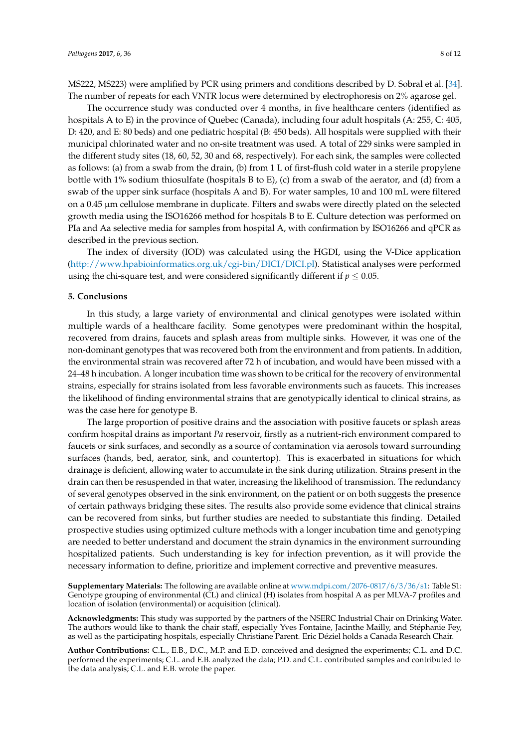MS222, MS223) were amplified by PCR using primers and conditions described by D. Sobral et al. [34]. The number of repeats for each VNTR locus were determined by electrophoresis on 2% agarose gel.

The occurrence study was conducted over 4 months, in five healthcare centers (identified as hospitals A to E) in the province of Quebec (Canada), including four adult hospitals (A: 255, C: 405, D: 420, and E: 80 beds) and one pediatric hospital (B: 450 beds). All hospitals were supplied with their municipal chlorinated water and no on-site treatment was used. A total of 229 sinks were sampled in the different study sites (18, 60, 52, 30 and 68, respectively). For each sink, the samples were collected as follows: (a) from a swab from the drain, (b) from 1 L of first-flush cold water in a sterile propylene bottle with 1% sodium thiosulfate (hospitals B to E), (c) from a swab of the aerator, and (d) from a swab of the upper sink surface (hospitals A and B). For water samples, 10 and 100 mL were filtered on a 0.45 μm cellulose membrane in duplicate. Filters and swabs were directly plated on the selected growth media using the ISO16266 method for hospitals B to E. Culture detection was performed on PIa and Aa selective media for samples from hospital A, with confirmation by ISO16266 and qPCR as described in the previous section.

The index of diversity (IOD) was calculated using the HGDI, using the V-Dice application (http://www.hpabioinformatics.org.uk/cgi-bin/DICI/DICI.pl). Statistical analyses were performed using the chi-square test, and were considered significantly different if $p \leq 0.05$.

## 5. Conclusions

In this study, a large variety of environmental and clinical genotypes were isolated within multiple wards of a healthcare facility. Some genotypes were predominant within the hospital, recovered from drains, faucets and splash areas from multiple sinks. However, it was one of the non-dominant genotypes that was recovered both from the environment and from patients. In addition, the environmental strain was recovered after 72 h of incubation, and would have been missed with a 24–48 h incubation. A longer incubation time was shown to be critical for the recovery of environmental strains, especially for strains isolated from less favorable environments such as faucets. This increases the likelihood of finding environmental strains that are genotypically identical to clinical strains, as was the case here for genotype B.

The large proportion of positive drains and the association with positive faucets or splash areas confirm hospital drains as important *Pa* reservoir, firstly as a nutrient-rich environment compared to faucets or sink surfaces, and secondly as a source of contamination via aerosols toward surrounding surfaces (hands, bed, aerator, sink, and countertop). This is exacerbated in situations for which drainage is deficient, allowing water to accumulate in the sink during utilization. Strains present in the drain can then be resuspended in that water, increasing the likelihood of transmission. The redundancy of several genotypes observed in the sink environment, on the patient or on both suggests the presence of certain pathways bridging these sites. The results also provide some evidence that clinical strains can be recovered from sinks, but further studies are needed to substantiate this finding. Detailed prospective studies using optimized culture methods with a longer incubation time and genotyping are needed to better understand and document the strain dynamics in the environment surrounding hospitalized patients. Such understanding is key for infection prevention, as it will provide the necessary information to define, prioritize and implement corrective and preventive measures.

**Supplementary Materials:** The following are available online at www.mdpi.com/2076-0817/6/3/36/s1: Table S1: Genotype grouping of environmental (CL) and clinical (H) isolates from hospital A as per MLVA-7 profiles and location of isolation (environmental) or acquisition (clinical).

**Acknowledgments:** This study was supported by the partners of the NSERC Industrial Chair on Drinking Water. The authors would like to thank the chair staff, especially Yves Fontaine, Jacinthe Mailly, and Stéphanie Fey, as well as the participating hospitals, especially Christiane Parent. Eric Déziel holds a Canada Research Chair.

**Author Contributions:** C.L., E.B., D.C., M.P. and E.D. conceived and designed the experiments; C.L. and D.C. performed the experiments; C.L. and E.B. analyzed the data; P.D. and C.L. contributed samples and contributed to the data analysis; C.L. and E.B. wrote the paper.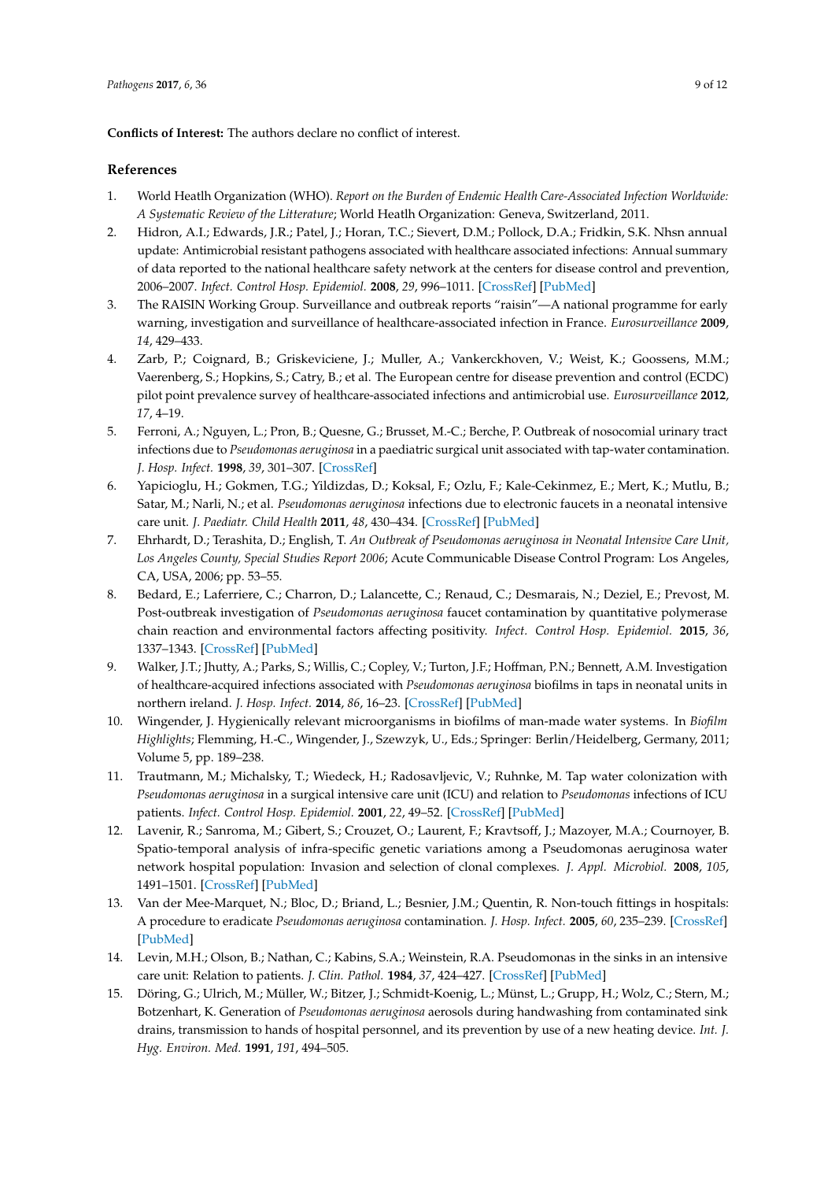**Conflicts of Interest:** The authors declare no conflict of interest.

## References

1. World Heatlh Organization (WHO). *Report on the Burden of Endemic Health Care-Associated Infection Worldwide: A Systematic Review of the Litterature*; World Heatlh Organization: Geneva, Switzerland, 2011.
2. Hidron, A.I.; Edwards, J.R.; Patel, J.; Horan, T.C.; Sievert, D.M.; Pollock, D.A.; Fridkin, S.K. Nhsn annual update: Antimicrobial resistant pathogens associated with healthcare associated infections: Annual summary of data reported to the national healthcare safety network at the centers for disease control and prevention, 2006–2007. *Infect. Control Hosp. Epidemiol.* **2008**, *29*, 996–1011. [CrossRef] [PubMed]
3. The RAISIN Working Group. Surveillance and outbreak reports "raisin"—A national programme for early warning, investigation and surveillance of healthcare-associated infection in France. *Eurosurveillance* **2009**, *14*, 429–433.
4. Zarb, P.; Coignard, B.; Griskeviciene, J.; Muller, A.; Vankerckhoven, V.; Weist, K.; Goossens, M.M.; Vaerenberg, S.; Hopkins, S.; Catry, B.; et al. The European centre for disease prevention and control (ECDC) pilot point prevalence survey of healthcare-associated infections and antimicrobial use. *Eurosurveillance* **2012**, *17*, 4–19.
5. Ferroni, A.; Nguyen, L.; Pron, B.; Quesne, G.; Brusset, M.-C.; Berche, P. Outbreak of nosocomial urinary tract infections due to *Pseudomonas aeruginosa* in a paediatric surgical unit associated with tap-water contamination. *J. Hosp. Infect.* **1998**, *39*, 301–307. [CrossRef]
6. Yapicioglu, H.; Gokmen, T.G.; Yildizdas, D.; Koksal, F.; Ozlu, F.; Kale-Cekinmez, E.; Mert, K.; Mutlu, B.; Satar, M.; Narli, N.; et al. *Pseudomonas aeruginosa* infections due to electronic faucets in a neonatal intensive care unit. *J. Paediatr. Child Health* **2011**, *48*, 430–434. [CrossRef] [PubMed]
7. Ehrhardt, D.; Terashita, D.; English, T. *An Outbreak of Pseudomonas aeruginosa in Neonatal Intensive Care Unit, Los Angeles County, Special Studies Report 2006*; Acute Communicable Disease Control Program: Los Angeles, CA, USA, 2006; pp. 53–55.
8. Bedard, E.; Laferriere, C.; Charron, D.; Lalancette, C.; Renaud, C.; Desmarais, N.; Deziel, E.; Prevost, M. Post-outbreak investigation of *Pseudomonas aeruginosa* faucet contamination by quantitative polymerase chain reaction and environmental factors affecting positivity. *Infect. Control Hosp. Epidemiol.* **2015**, *36*, 1337–1343. [CrossRef] [PubMed]
9. Walker, J.T.; Jhutty, A.; Parks, S.; Willis, C.; Copley, V.; Turton, J.F.; Hoffman, P.N.; Bennett, A.M. Investigation of healthcare-acquired infections associated with *Pseudomonas aeruginosa* biofilms in taps in neonatal units in northern ireland. *J. Hosp. Infect.* **2014**, *86*, 16–23. [CrossRef] [PubMed]
10. Wingender, J. Hygienically relevant microorganisms in biofilms of man-made water systems. In *Biofilm Highlights*; Flemming, H.-C., Wingender, J., Szewzyk, U., Eds.; Springer: Berlin/Heidelberg, Germany, 2011; Volume 5, pp. 189–238.
11. Trautmann, M.; Michalsky, T.; Wiedeck, H.; Radosavljevic, V.; Ruhnke, M. Tap water colonization with *Pseudomonas aeruginosa* in a surgical intensive care unit (ICU) and relation to *Pseudomonas* infections of ICU patients. *Infect. Control Hosp. Epidemiol.* **2001**, *22*, 49–52. [CrossRef] [PubMed]
12. Lavenir, R.; Sanroma, M.; Gibert, S.; Crouzet, O.; Laurent, F.; Kravtsoff, J.; Mazoyer, M.A.; Cournoyer, B. Spatio-temporal analysis of infra-specific genetic variations among a Pseudomonas aeruginosa water network hospital population: Invasion and selection of clonal complexes. *J. Appl. Microbiol.* **2008**, *105*, 1491–1501. [CrossRef] [PubMed]
13. Van der Mee-Marquet, N.; Bloc, D.; Briand, L.; Besnier, J.M.; Quentin, R. Non-touch fittings in hospitals: A procedure to eradicate *Pseudomonas aeruginosa* contamination. *J. Hosp. Infect.* **2005**, *60*, 235–239. [CrossRef] [PubMed]
14. Levin, M.H.; Olson, B.; Nathan, C.; Kabins, S.A.; Weinstein, R.A. Pseudomonas in the sinks in an intensive care unit: Relation to patients. *J. Clin. Pathol.* **1984**, *37*, 424–427. [CrossRef] [PubMed]
15. Döring, G.; Ulrich, M.; Müller, W.; Bitzer, J.; Schmidt-Koenig, L.; Münst, L.; Grupp, H.; Wolz, C.; Stern, M.; Botzenhart, K. Generation of *Pseudomonas aeruginosa* aerosols during handwashing from contaminated sink drains, transmission to hands of hospital personnel, and its prevention by use of a new heating device. *Int. J. Hyg. Environ. Med.* **1991**, *191*, 494–505.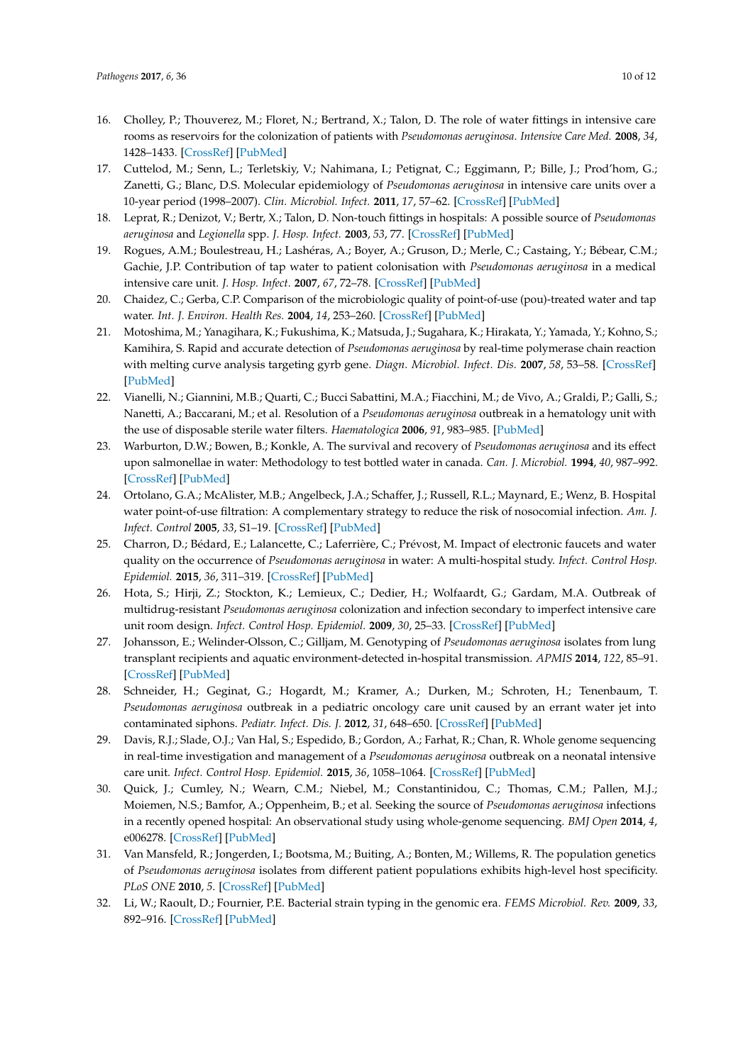16. Cholley, P.; Thouverez, M.; Floret, N.; Bertrand, X.; Talon, D. The role of water fittings in intensive care rooms as reservoirs for the colonization of patients with *Pseudomonas aeruginosa*. *Intensive Care Med.* **2008**, *34*, 1428–1433. [CrossRef] [PubMed]
17. Cuttelod, M.; Senn, L.; Terletskiy, V.; Nahimana, I.; Petignat, C.; Eggimann, P.; Bille, J.; Prod'hom, G.; Zanetti, G.; Blanc, D.S. Molecular epidemiology of *Pseudomonas aeruginosa* in intensive care units over a 10-year period (1998–2007). *Clin. Microbiol. Infect.* **2011**, *17*, 57–62. [CrossRef] [PubMed]
18. Leprat, R.; Denizot, V.; Bertr, X.; Talon, D. Non-touch fittings in hospitals: A possible source of *Pseudomonas aeruginosa* and *Legionella* spp. *J. Hosp. Infect.* **2003**, *53*, 77. [CrossRef] [PubMed]
19. Rogues, A.M.; Boulestreau, H.; Lashéras, A.; Boyer, A.; Gruson, D.; Merle, C.; Castaing, Y.; Bébear, C.M.; Gachie, J.P. Contribution of tap water to patient colonisation with *Pseudomonas aeruginosa* in a medical intensive care unit. *J. Hosp. Infect.* **2007**, *67*, 72–78. [CrossRef] [PubMed]
20. Chaidez, C.; Gerba, C.P. Comparison of the microbiologic quality of point-of-use (pou)-treated water and tap water. *Int. J. Environ. Health Res.* **2004**, *14*, 253–260. [CrossRef] [PubMed]
21. Motoshima, M.; Yanagihara, K.; Fukushima, K.; Matsuda, J.; Sugahara, K.; Hirakata, Y.; Yamada, Y.; Kohno, S.; Kamihira, S. Rapid and accurate detection of *Pseudomonas aeruginosa* by real-time polymerase chain reaction with melting curve analysis targeting gyrb gene. *Diagn. Microbiol. Infect. Dis.* **2007**, *58*, 53–58. [CrossRef] [PubMed]
22. Vianelli, N.; Giannini, M.B.; Quarti, C.; Bucci Sabattini, M.A.; Fiacchini, M.; de Vivo, A.; Graldi, P.; Galli, S.; Nanetti, A.; Baccarani, M.; et al. Resolution of a *Pseudomonas aeruginosa* outbreak in a hematology unit with the use of disposable sterile water filters. *Haematologica* **2006**, *91*, 983–985. [PubMed]
23. Warburton, D.W.; Bowen, B.; Konkle, A. The survival and recovery of *Pseudomonas aeruginosa* and its effect upon salmonellae in water: Methodology to test bottled water in canada. *Can. J. Microbiol.* **1994**, *40*, 987–992. [CrossRef] [PubMed]
24. Ortolano, G.A.; McAlister, M.B.; Angelbeck, J.A.; Schaffer, J.; Russell, R.L.; Maynard, E.; Wenz, B. Hospital water point-of-use filtration: A complementary strategy to reduce the risk of nosocomial infection. *Am. J. Infect. Control* **2005**, *33*, S1–19. [CrossRef] [PubMed]
25. Charron, D.; Bédard, E.; Lalancette, C.; Laferrière, C.; Prévost, M. Impact of electronic faucets and water quality on the occurrence of *Pseudomonas aeruginosa* in water: A multi-hospital study. *Infect. Control Hosp. Epidemiol.* **2015**, *36*, 311–319. [CrossRef] [PubMed]
26. Hota, S.; Hirji, Z.; Stockton, K.; Lemieux, C.; Dedier, H.; Wolfaardt, G.; Gardam, M.A. Outbreak of multidrug-resistant *Pseudomonas aeruginosa* colonization and infection secondary to imperfect intensive care unit room design. *Infect. Control Hosp. Epidemiol.* **2009**, *30*, 25–33. [CrossRef] [PubMed]
27. Johansson, E.; Welinder-Olsson, C.; Gilljam, M. Genotyping of *Pseudomonas aeruginosa* isolates from lung transplant recipients and aquatic environment-detected in-hospital transmission. *APMIS* **2014**, *122*, 85–91. [CrossRef] [PubMed]
28. Schneider, H.; Geginat, G.; Hogardt, M.; Kramer, A.; Durken, M.; Schroten, H.; Tenenbaum, T. *Pseudomonas aeruginosa* outbreak in a pediatric oncology care unit caused by an errant water jet into contaminated siphons. *Pediatr. Infect. Dis. J.* **2012**, *31*, 648–650. [CrossRef] [PubMed]
29. Davis, R.J.; Slade, O.J.; Van Hal, S.; Espedido, B.; Gordon, A.; Farhat, R.; Chan, R. Whole genome sequencing in real-time investigation and management of a *Pseudomonas aeruginosa* outbreak on a neonatal intensive care unit. *Infect. Control Hosp. Epidemiol.* **2015**, *36*, 1058–1064. [CrossRef] [PubMed]
30. Quick, J.; Cumley, N.; Wearn, C.M.; Niebel, M.; Constantinidou, C.; Thomas, C.M.; Pallen, M.J.; Moiemen, N.S.; Bamfor, A.; Oppenheim, B.; et al. Seeking the source of *Pseudomonas aeruginosa* infections in a recently opened hospital: An observational study using whole-genome sequencing. *BMJ Open* **2014**, *4*, e006278. [CrossRef] [PubMed]
31. Van Mansfeld, R.; Jongerden, I.; Bootsma, M.; Buiting, A.; Bonten, M.; Willems, R. The population genetics of *Pseudomonas aeruginosa* isolates from different patient populations exhibits high-level host specificity. *PLoS ONE* **2010**, *5*. [CrossRef] [PubMed]
32. Li, W.; Raoult, D.; Fournier, P.E. Bacterial strain typing in the genomic era. *FEMS Microbiol. Rev.* **2009**, *33*, 892–916. [CrossRef] [PubMed]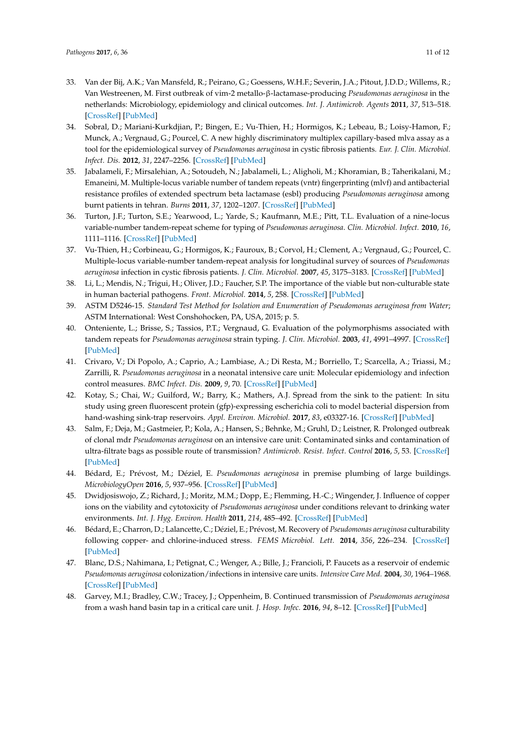33. Van der Bij, A.K.; Van Mansfeld, R.; Peirano, G.; Goessens, W.H.F.; Severin, J.A.; Pitout, J.D.D.; Willems, R.; Van Westreenen, M. First outbreak of vim-2 metallo-β-lactamase-producing *Pseudomonas aeruginosa* in the netherlands: Microbiology, epidemiology and clinical outcomes. *Int. J. Antimicrob. Agents* **2011**, *37*, 513–518. [CrossRef] [PubMed]
34. Sobral, D.; Mariani-Kurkdjian, P.; Bingen, E.; Vu-Thien, H.; Hormigos, K.; Lebeau, B.; Loisy-Hamon, F.; Munck, A.; Vergnaud, G.; Pourcel, C. A new highly discriminatory multiplex capillary-based mlva assay as a tool for the epidemiological survey of *Pseudomonas aeruginosa* in cystic fibrosis patients. *Eur. J. Clin. Microbiol. Infect. Dis.* **2012**, *31*, 2247–2256. [CrossRef] [PubMed]
35. Jabalameli, F.; Mirsalehian, A.; Sotoudeh, N.; Jabalameli, L.; Aligholi, M.; Khoramian, B.; Taherikalani, M.; Emaneini, M. Multiple-locus variable number of tandem repeats (vntr) fingerprinting (mlvf) and antibacterial resistance profiles of extended spectrum beta lactamase (esbl) producing *Pseudomonas aeruginosa* among burnt patients in tehran. *Burns* **2011**, *37*, 1202–1207. [CrossRef] [PubMed]
36. Turton, J.F.; Turton, S.E.; Yearwood, L.; Yarde, S.; Kaufmann, M.E.; Pitt, T.L. Evaluation of a nine-locus variable-number tandem-repeat scheme for typing of *Pseudomonas aeruginosa*. *Clin. Microbiol. Infect.* **2010**, *16*, 1111–1116. [CrossRef] [PubMed]
37. Vu-Thien, H.; Corbineau, G.; Hormigos, K.; Fauroux, B.; Corvol, H.; Clement, A.; Vergnaud, G.; Pourcel, C. Multiple-locus variable-number tandem-repeat analysis for longitudinal survey of sources of *Pseudomonas aeruginosa* infection in cystic fibrosis patients. *J. Clin. Microbiol.* **2007**, *45*, 3175–3183. [CrossRef] [PubMed]
38. Li, L.; Mendis, N.; Trigui, H.; Oliver, J.D.; Faucher, S.P. The importance of the viable but non-culturable state in human bacterial pathogens. *Front. Microbiol.* **2014**, *5*, 258. [CrossRef] [PubMed]
39. ASTM D5246-15. *Standard Test Method for Isolation and Enumeration of Pseudomonas aeruginosa from Water*; ASTM International: West Conshohocken, PA, USA, 2015; p. 5.
40. Onteniente, L.; Brisse, S.; Tassios, P.T.; Vergnaud, G. Evaluation of the polymorphisms associated with tandem repeats for *Pseudomonas aeruginosa* strain typing. *J. Clin. Microbiol.* **2003**, *41*, 4991–4997. [CrossRef] [PubMed]
41. Crivaro, V.; Di Popolo, A.; Caprio, A.; Lambiase, A.; Di Resta, M.; Borriello, T.; Scarcella, A.; Triassi, M.; Zarrilli, R. *Pseudomonas aeruginosa* in a neonatal intensive care unit: Molecular epidemiology and infection control measures. *BMC Infect. Dis.* **2009**, *9*, 70. [CrossRef] [PubMed]
42. Kotay, S.; Chai, W.; Guilford, W.; Barry, K.; Mathers, A.J. Spread from the sink to the patient: In situ study using green fluorescent protein (gfp)-expressing escherichia coli to model bacterial dispersion from hand-washing sink-trap reservoirs. *Appl. Environ. Microbiol.* **2017**, *83*, e03327-16. [CrossRef] [PubMed]
43. Salm, F.; Deja, M.; Gastmeier, P.; Kola, A.; Hansen, S.; Behnke, M.; Gruhl, D.; Leistner, R. Prolonged outbreak of clonal mdr *Pseudomonas aeruginosa* on an intensive care unit: Contaminated sinks and contamination of ultra-filtrate bags as possible route of transmission? *Antimicrob. Resist. Infect. Control* **2016**, *5*, 53. [CrossRef] [PubMed]
44. Bédard, E.; Prévost, M.; Déziel, E. *Pseudomonas aeruginosa* in premise plumbing of large buildings. *MicrobiologyOpen* **2016**, *5*, 937–956. [CrossRef] [PubMed]
45. Dwidjosiswojo, Z.; Richard, J.; Moritz, M.M.; Dopp, E.; Flemming, H.-C.; Wingender, J. Influence of copper ions on the viability and cytotoxicity of *Pseudomonas aeruginosa* under conditions relevant to drinking water environments. *Int. J. Hyg. Environ. Health* **2011**, *214*, 485–492. [CrossRef] [PubMed]
46. Bédard, E.; Charron, D.; Lalancette, C.; Déziel, E.; Prévost, M. Recovery of *Pseudomonas aeruginosa* culturability following copper- and chlorine-induced stress. *FEMS Microbiol. Lett.* **2014**, *356*, 226–234. [CrossRef] [PubMed]
47. Blanc, D.S.; Nahimana, I.; Petignat, C.; Wenger, A.; Bille, J.; Francioli, P. Faucets as a reservoir of endemic *Pseudomonas aeruginosa* colonization/infections in intensive care units. *Intensive Care Med.* **2004**, *30*, 1964–1968. [CrossRef] [PubMed]
48. Garvey, M.I.; Bradley, C.W.; Tracey, J.; Oppenheim, B. Continued transmission of *Pseudomonas aeruginosa* from a wash hand basin tap in a critical care unit. *J. Hosp. Infec.* **2016**, *94*, 8–12. [CrossRef] [PubMed]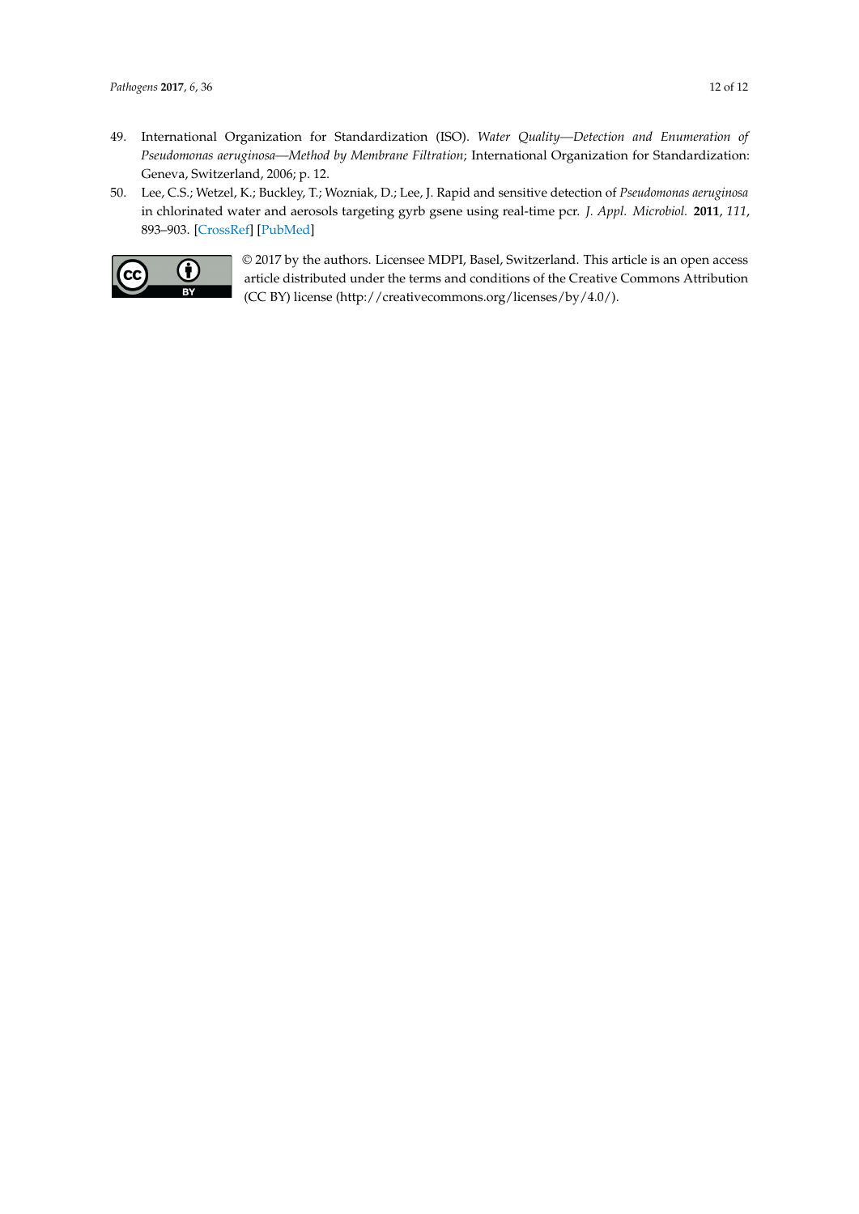49. International Organization for Standardization (ISO). *Water Quality—Detection and Enumeration of Pseudomonas aeruginosa—Method by Membrane Filtration*; International Organization for Standardization: Geneva, Switzerland, 2006; p. 12.
50. Lee, C.S.; Wetzel, K.; Buckley, T.; Wozniak, D.; Lee, J. Rapid and sensitive detection of *Pseudomonas aeruginosa* in chlorinated water and aerosols targeting gyrb gsene using real-time pcr. *J. Appl. Microbiol.* **2011**, *111*, 893–903. [CrossRef] [PubMed]

© 2017 by the authors. Licensee MDPI, Basel, Switzerland. This article is an open access article distributed under the terms and conditions of the Creative Commons Attribution (CC BY) license (http://creativecommons.org/licenses/by/4.0/).